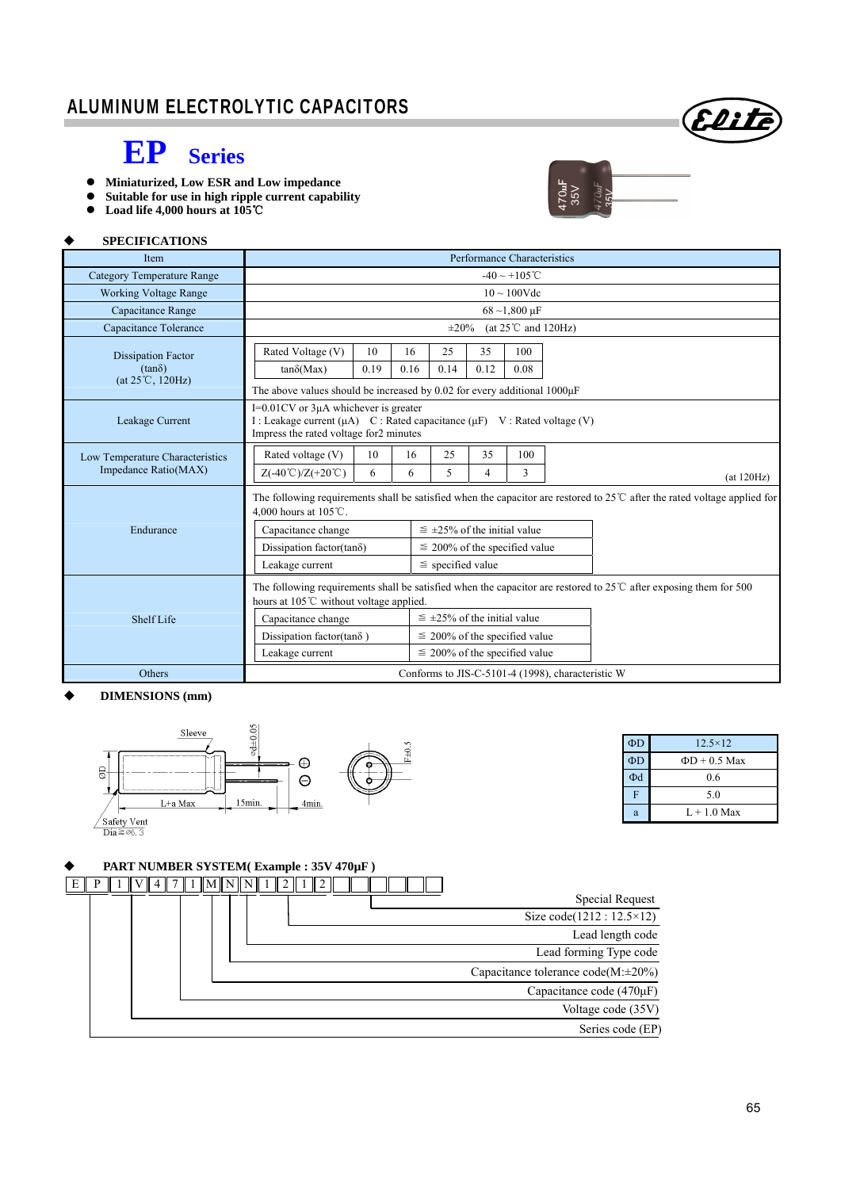# ALUMINUM ELECTROLYTIC CAPACITORS

## EP Series

- Miniaturized, Low ESR and Low impedance
- Suitable for use in high ripple current capability
- Load life 4,000 hours at 105℃

### ◆ SPECIFICATIONS

| Item | Performance Characteristics |
|---|---|
| Category Temperature Range | -40 ~ +105℃ |
| Working Voltage Range | 10 ~ 100Vdc |
| Capacitance Range | 68 ~1,800 μF |
| Capacitance Tolerance | ±20% (at 25℃ and 120Hz) |
| Dissipation Factor (tanδ) (at 25℃, 120Hz) | Rated Voltage (V): 10 / 16 / 25 / 35 / 100; tanδ(Max): 0.19 / 0.16 / 0.14 / 0.12 / 0.08. The above values should be increased by 0.02 for every additional 1000μF |
| Leakage Current | I=0.01CV or 3μA whichever is greater. I : Leakage current (μA) C : Rated capacitance (μF) V : Rated voltage (V). Impress the rated voltage for2 minutes |
| Low Temperature Characteristics Impedance Ratio(MAX) | Rated voltage (V): 10 / 16 / 25 / 35 / 100; Z(-40℃)/Z(+20℃): 6 / 6 / 5 / 4 / 3 (at 120Hz) |
| Endurance | The following requirements shall be satisfied when the capacitor are restored to 25℃ after the rated voltage applied for 4,000 hours at 105℃. Capacitance change: ≦ ±25% of the initial value; Dissipation factor(tanδ): ≦ 200% of the specified value; Leakage current: ≦ specified value |
| Shelf Life | The following requirements shall be satisfied when the capacitor are restored to 25℃ after exposing them for 500 hours at 105℃ without voltage applied. Capacitance change: ≦ ±25% of the initial value; Dissipation factor(tanδ ): ≦ 200% of the specified value; Leakage current: ≦ 200% of the specified value |
| Others | Conforms to JIS-C-5101-4 (1998), characteristic W |

### ◆ DIMENSIONS (mm)

Sleeve, ØD, L+a Max, 15min., 4min., Ød±0.05, F±0.5, Safety Vent Dia≧Ø6.3

| ΦD | 12.5×12 |
|---|---|
| ΦD | ΦD + 0.5 Max |
| Φd | 0.6 |
| F | 5.0 |
| a | L + 1.0 Max |

### ◆ PART NUMBER SYSTEM( Example : 35V 470μF )

E P 1 V 4 7 1 M N N 1 2 1 2 _ _ _ _ _ _

- E P: Series code (EP)
- 1 V: Voltage code (35V)
- 4 7 1: Capacitance code (470μF)
- M: Capacitance tolerance code(M:±20%)
- N: Lead forming Type code
- N: Lead length code
- 1 2 1 2: Size code(1212 : 12.5×12)
- Remaining boxes: Special Request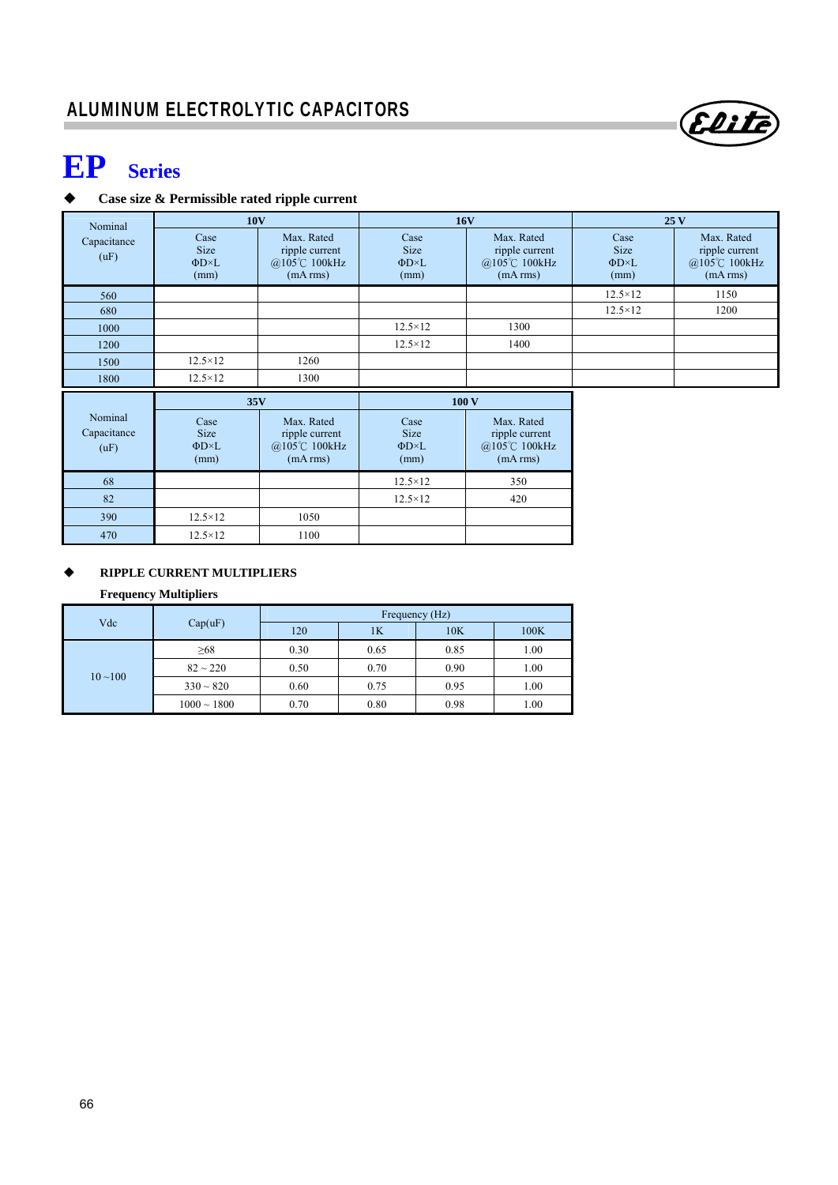## ALUMINUM ELECTROLYTIC CAPACITORS

# EP Series

◆ **Case size & Permissible rated ripple current**

| Nominal Capacitance (uF) | 10V | | 16V | | 25 V | |
|---|---|---|---|---|---|---|
| | Case Size ΦD×L (mm) | Max. Rated ripple current @105℃ 100kHz (mA rms) | Case Size ΦD×L (mm) | Max. Rated ripple current @105℃ 100kHz (mA rms) | Case Size ΦD×L (mm) | Max. Rated ripple current @105℃ 100kHz (mA rms) |
| 560 | | | | | 12.5×12 | 1150 |
| 680 | | | | | 12.5×12 | 1200 |
| 1000 | | | 12.5×12 | 1300 | | |
| 1200 | | | 12.5×12 | 1400 | | |
| 1500 | 12.5×12 | 1260 | | | | |
| 1800 | 12.5×12 | 1300 | | | | |

| Nominal Capacitance (uF) | 35V | | 100 V | |
|---|---|---|---|---|
| | Case Size ΦD×L (mm) | Max. Rated ripple current @105℃ 100kHz (mA rms) | Case Size ΦD×L (mm) | Max. Rated ripple current @105℃ 100kHz (mA rms) |
| 68 | | | 12.5×12 | 350 |
| 82 | | | 12.5×12 | 420 |
| 390 | 12.5×12 | 1050 | | |
| 470 | 12.5×12 | 1100 | | |

◆ **RIPPLE CURRENT MULTIPLIERS**

**Frequency Multipliers**

| Vdc | Cap(uF) | Frequency (Hz) | | | |
|---|---|---|---|---|---|
| | | 120 | 1K | 10K | 100K |
| 10 ~100 | ≥68 | 0.30 | 0.65 | 0.85 | 1.00 |
| | 82 ~ 220 | 0.50 | 0.70 | 0.90 | 1.00 |
| | 330 ~ 820 | 0.60 | 0.75 | 0.95 | 1.00 |
| | 1000 ~ 1800 | 0.70 | 0.80 | 0.98 | 1.00 |